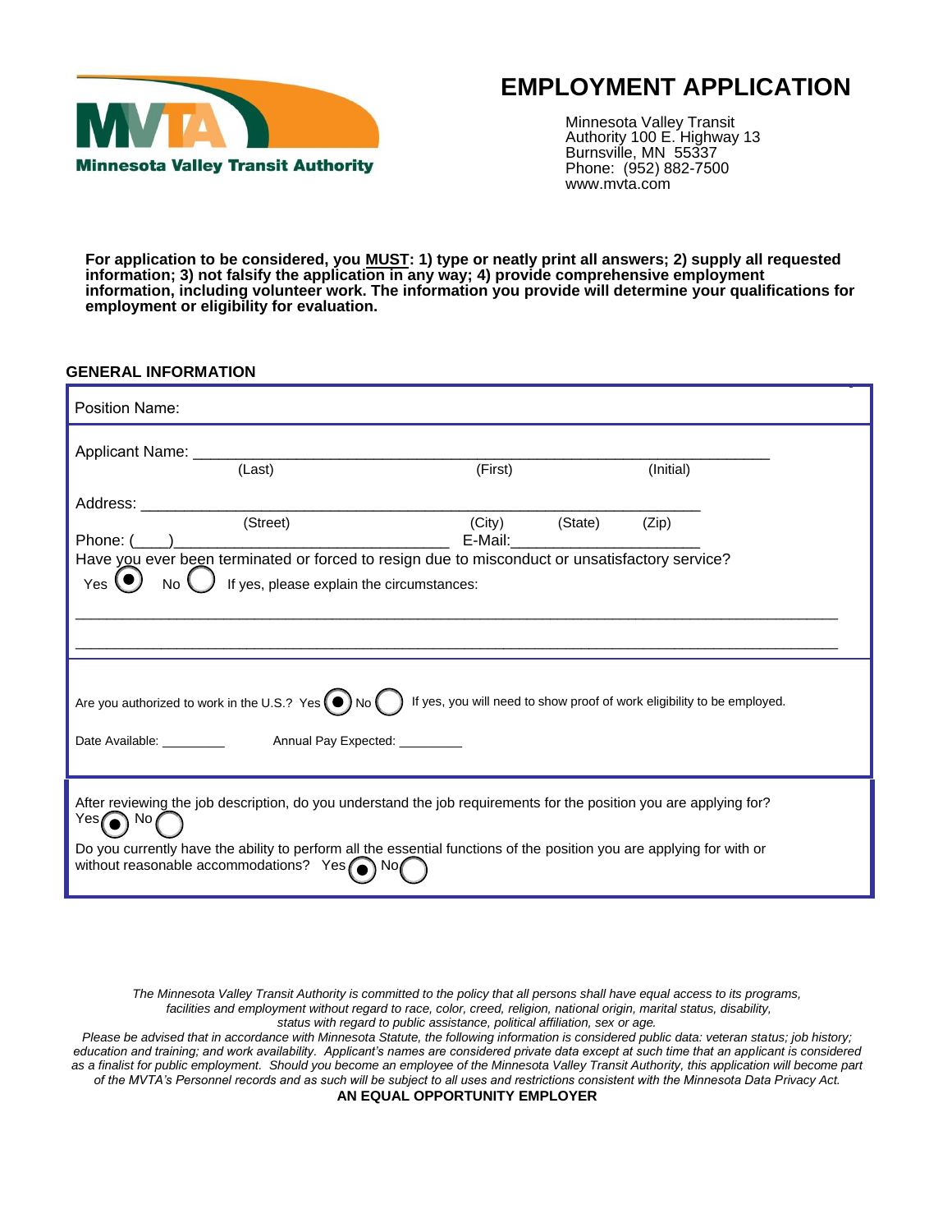Minnesota Valley Transit Authority

# EMPLOYMENT APPLICATION

Minnesota Valley Transit Authority 100 E. Highway 13
Burnsville, MN 55337
Phone: (952) 882-7500
www.mvta.com

**For application to be considered, you MUST: 1) type or neatly print all answers; 2) supply all requested information; 3) not falsify the application in any way; 4) provide comprehensive employment information, including volunteer work. The information you provide will determine your qualifications for employment or eligibility for evaluation.**

## GENERAL INFORMATION

Position Name:

Applicant Name: ______________________________________________________________
(Last) (First) (Initial)

Address: ____________________________________________________________
(Street) (City) (State) (Zip)

Phone: (____)________________________________ E-Mail:______________________

Have you ever been terminated or forced to resign due to misconduct or unsatisfactory service?

Yes ◉ No ◯ If yes, please explain the circumstances:

_____________________________________________________________________________________

_____________________________________________________________________________________

Are you authorized to work in the U.S.? Yes ◉ No ◯ If yes, you will need to show proof of work eligibility to be employed.

Date Available: _________ Annual Pay Expected: _________

After reviewing the job description, do you understand the job requirements for the position you are applying for?
Yes ◉ No ◯

Do you currently have the ability to perform all the essential functions of the position you are applying for with or without reasonable accommodations? Yes ◉ No ◯

*The Minnesota Valley Transit Authority is committed to the policy that all persons shall have equal access to its programs, facilities and employment without regard to race, color, creed, religion, national origin, marital status, disability, status with regard to public assistance, political affiliation, sex or age.*
*Please be advised that in accordance with Minnesota Statute, the following information is considered public data: veteran status; job history; education and training; and work availability. Applicant's names are considered private data except at such time that an applicant is considered as a finalist for public employment. Should you become an employee of the Minnesota Valley Transit Authority, this application will become part of the MVTA's Personnel records and as such will be subject to all uses and restrictions consistent with the Minnesota Data Privacy Act.*

**AN EQUAL OPPORTUNITY EMPLOYER**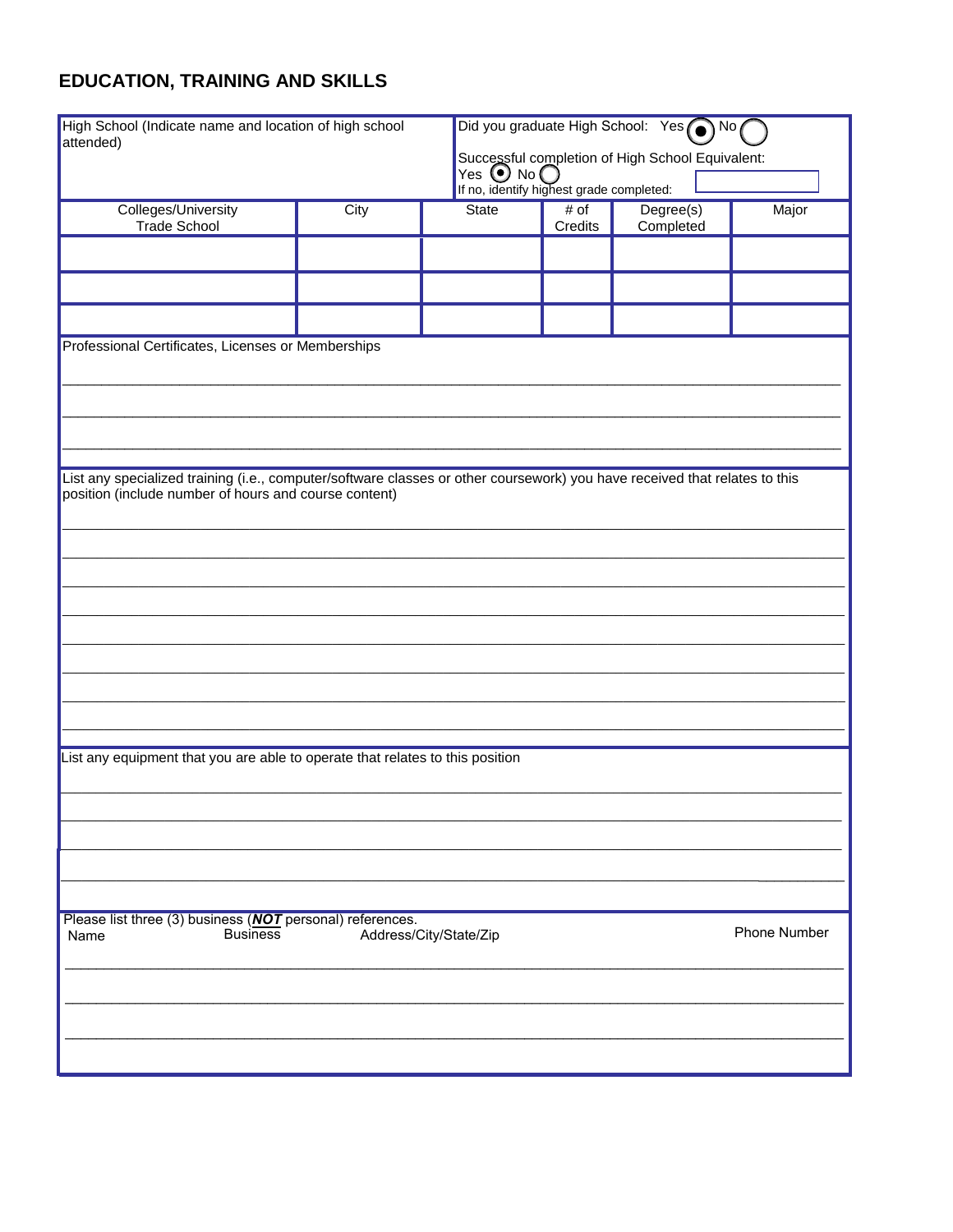## EDUCATION, TRAINING AND SKILLS

| High School (Indicate name and location of high school attended) | | | Did you graduate High School: Yes (●) No ( ) | | |
|---|---|---|---|---|---|
| | | | Successful completion of High School Equivalent: Yes (●) No ( ) | | |
| | | | If no, identify highest grade completed: | | |
| **Colleges/University Trade School** | **City** | **State** | **# of Credits** | **Degree(s) Completed** | **Major** |
| | | | | | |
| | | | | | |
| | | | | | |

Professional Certificates, Licenses or Memberships

______________________________________________________________________________

______________________________________________________________________________

______________________________________________________________________________

List any specialized training (i.e., computer/software classes or other coursework) you have received that relates to this position (include number of hours and course content)

______________________________________________________________________________

______________________________________________________________________________

______________________________________________________________________________

______________________________________________________________________________

______________________________________________________________________________

______________________________________________________________________________

______________________________________________________________________________

______________________________________________________________________________

List any equipment that you are able to operate that relates to this position

______________________________________________________________________________

______________________________________________________________________________

______________________________________________________________________________

______________________________________________________________________________

Please list three (3) business (***NOT*** personal) references.

| Name | Business | Address/City/State/Zip | Phone Number |
|---|---|---|---|
| | | | |
| | | | |
| | | | |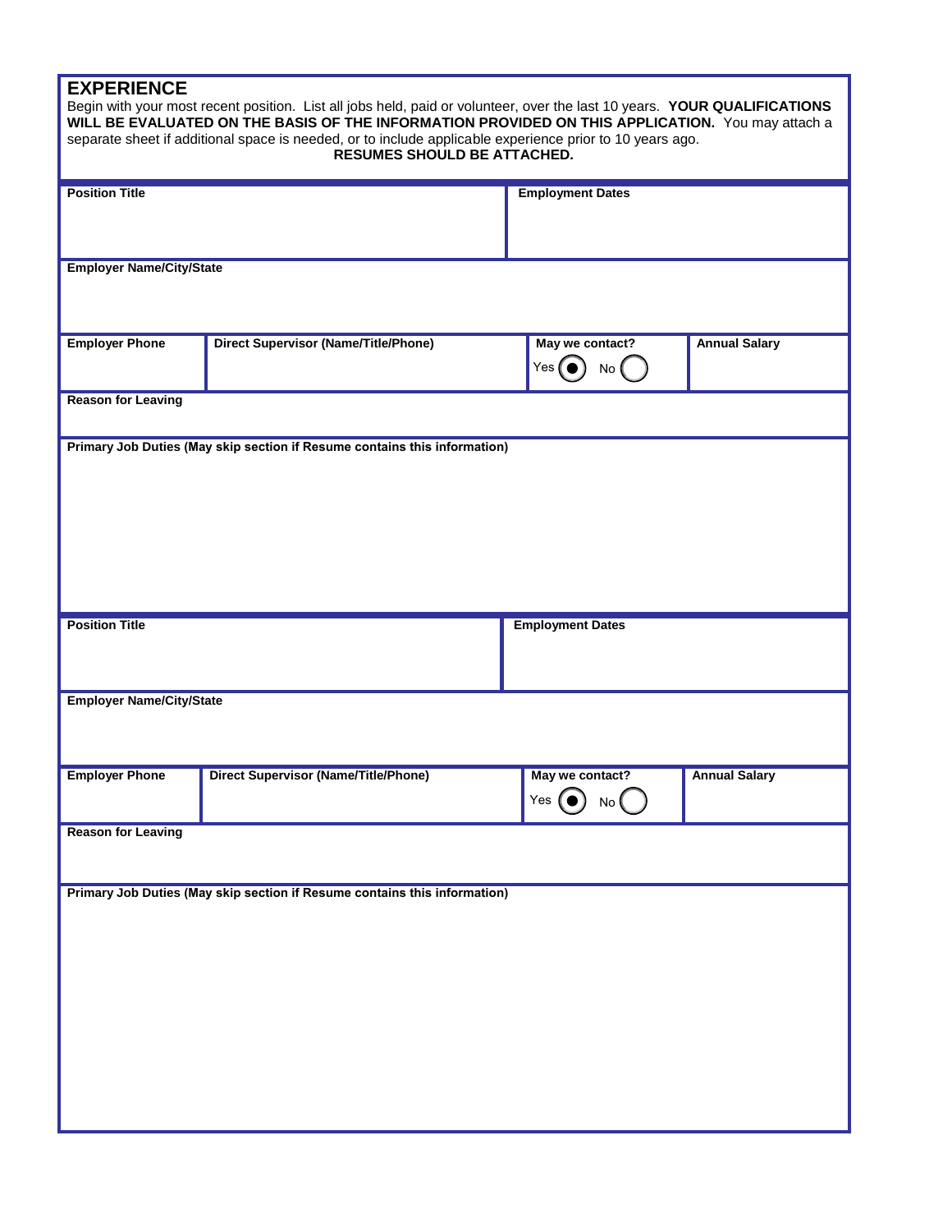## EXPERIENCE

Begin with your most recent position. List all jobs held, paid or volunteer, over the last 10 years. **YOUR QUALIFICATIONS WILL BE EVALUATED ON THE BASIS OF THE INFORMATION PROVIDED ON THIS APPLICATION.** You may attach a separate sheet if additional space is needed, or to include applicable experience prior to 10 years ago.

**RESUMES SHOULD BE ATTACHED.**

| **Position Title** | | **Employment Dates** | |
|---|---|---|---|
| | | | |
| **Employer Name/City/State** | | | |
| | | | |
| **Employer Phone** | **Direct Supervisor (Name/Title/Phone)** | **May we contact?** Yes (•) No ( ) | **Annual Salary** |
| **Reason for Leaving** | | | |
| | | | |
| **Primary Job Duties (May skip section if Resume contains this information)** | | | |
| | | | |

| **Position Title** | | **Employment Dates** | |
|---|---|---|---|
| | | | |
| **Employer Name/City/State** | | | |
| | | | |
| **Employer Phone** | **Direct Supervisor (Name/Title/Phone)** | **May we contact?** Yes (•) No ( ) | **Annual Salary** |
| **Reason for Leaving** | | | |
| | | | |
| **Primary Job Duties (May skip section if Resume contains this information)** | | | |
| | | | |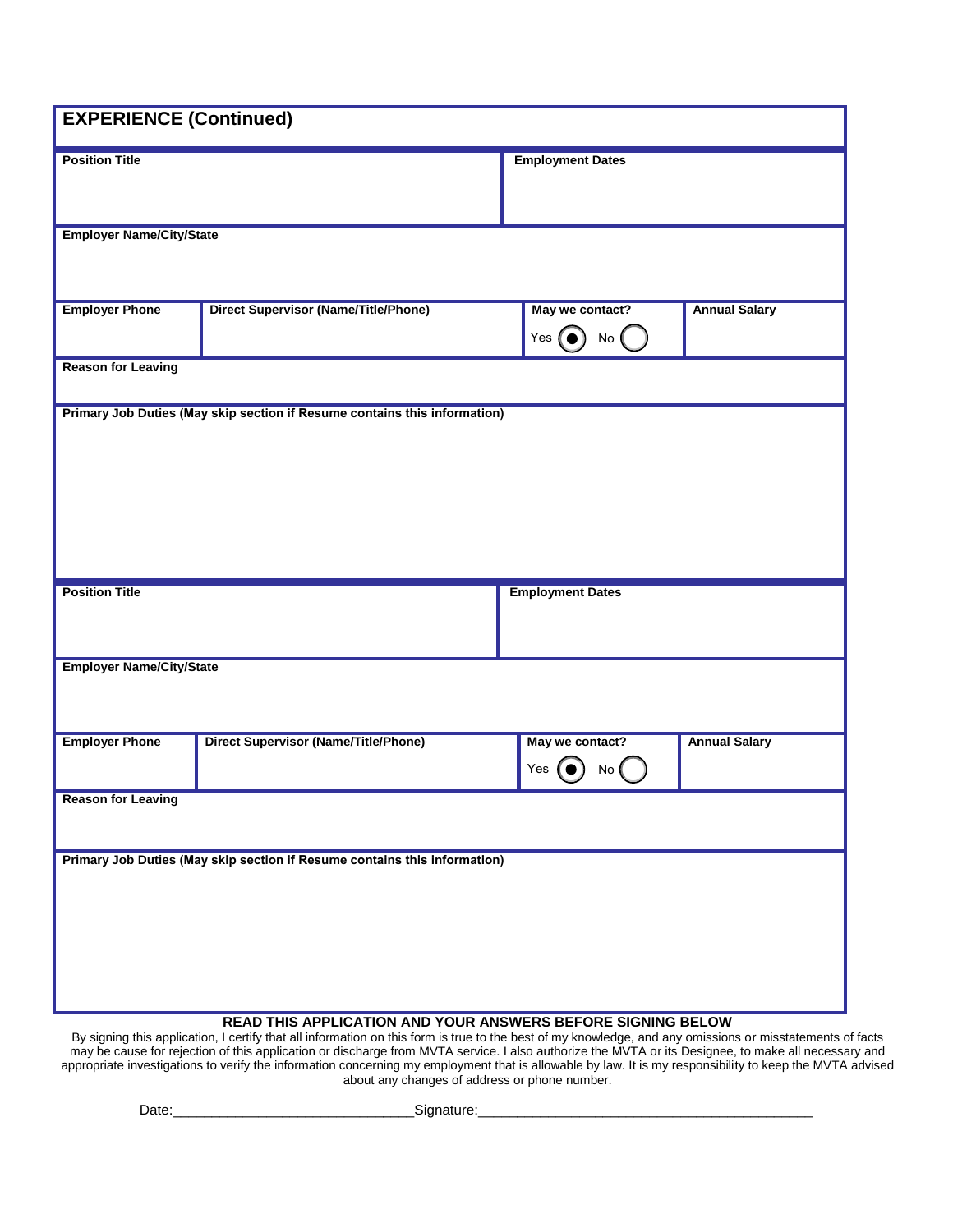## EXPERIENCE (Continued)

| Position Title | | Employment Dates | |
|---|---|---|---|
| **Employer Name/City/State** | | | |
| **Employer Phone** | **Direct Supervisor (Name/Title/Phone)** | **May we contact?** Yes ◉ No ○ | **Annual Salary** |
| **Reason for Leaving** | | | |
| **Primary Job Duties (May skip section if Resume contains this information)** | | | |

| Position Title | | Employment Dates | |
|---|---|---|---|
| **Employer Name/City/State** | | | |
| **Employer Phone** | **Direct Supervisor (Name/Title/Phone)** | **May we contact?** Yes ◉ No ○ | **Annual Salary** |
| **Reason for Leaving** | | | |
| **Primary Job Duties (May skip section if Resume contains this information)** | | | |

**READ THIS APPLICATION AND YOUR ANSWERS BEFORE SIGNING BELOW**

By signing this application, I certify that all information on this form is true to the best of my knowledge, and any omissions or misstatements of facts may be cause for rejection of this application or discharge from MVTA service. I also authorize the MVTA or its Designee, to make all necessary and appropriate investigations to verify the information concerning my employment that is allowable by law. It is my responsibility to keep the MVTA advised about any changes of address or phone number.

Date:______________________________ Signature:__________________________________________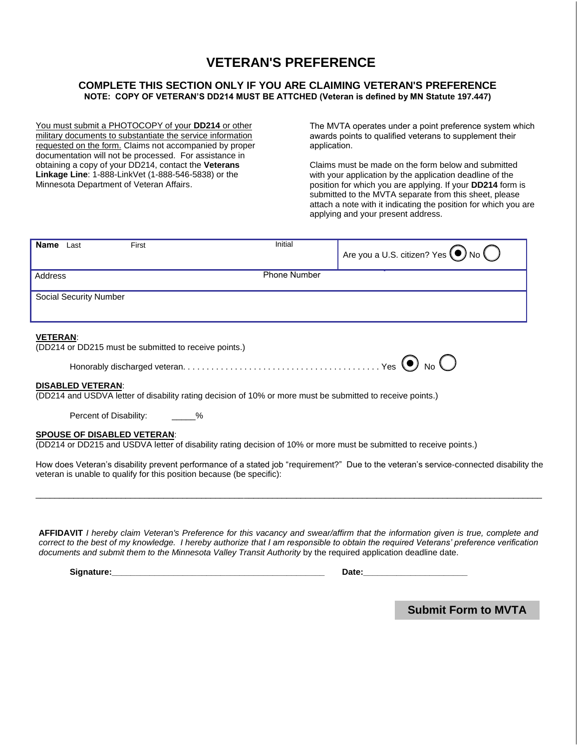# VETERAN'S PREFERENCE

## COMPLETE THIS SECTION ONLY IF YOU ARE CLAIMING VETERAN'S PREFERENCE

**NOTE: COPY OF VETERAN'S DD214 MUST BE ATTCHED (Veteran is defined by MN Statute 197.447)**

You must submit a PHOTOCOPY of your **DD214** or other military documents to substantiate the service information requested on the form. Claims not accompanied by proper documentation will not be processed. For assistance in obtaining a copy of your DD214, contact the **Veterans Linkage Line**: 1-888-LinkVet (1-888-546-5838) or the Minnesota Department of Veteran Affairs.

The MVTA operates under a point preference system which awards points to qualified veterans to supplement their application.

Claims must be made on the form below and submitted with your application by the application deadline of the position for which you are applying. If your **DD214** form is submitted to the MVTA separate from this sheet, please attach a note with it indicating the position for which you are applying and your present address.

| **Name** Last | First | Initial | Are you a U.S. citizen? Yes ◉ No ◯ |
|---|---|---|---|
| Address | | Phone Number | |
| Social Security Number | | | |

**VETERAN**:
(DD214 or DD215 must be submitted to receive points.)

Honorably discharged veteran. . . . . . . . . . . . . . . . . . . . . . . . . . . . . . . . . . . . . . . . Yes ◉ No ◯

**DISABLED VETERAN**:
(DD214 and USDVA letter of disability rating decision of 10% or more must be submitted to receive points.)

Percent of Disability: _____%

**SPOUSE OF DISABLED VETERAN**:
(DD214 or DD215 and USDVA letter of disability rating decision of 10% or more must be submitted to receive points.)

How does Veteran's disability prevent performance of a stated job "requirement?" Due to the veteran's service-connected disability the veteran is unable to qualify for this position because (be specific):

_____________________________________________________________________________________________

**AFFIDAVIT** *I hereby claim Veteran's Preference for this vacancy and swear/affirm that the information given is true, complete and correct to the best of my knowledge. I hereby authorize that I am responsible to obtain the required Veterans' preference verification documents and submit them to the Minnesota Valley Transit Authority* by the required application deadline date.

**Signature:**_____________________________________________ **Date:**_____________________

**Submit Form to MVTA**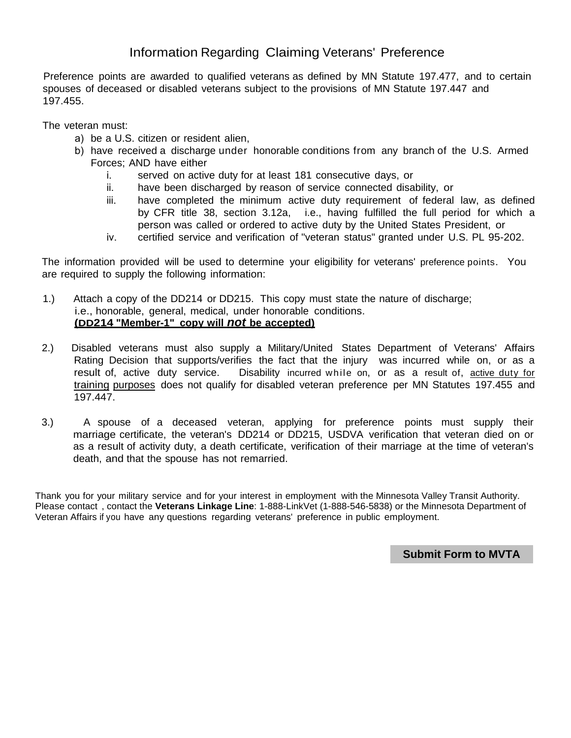# Information Regarding Claiming Veterans' Preference

Preference points are awarded to qualified veterans as defined by MN Statute 197.477, and to certain spouses of deceased or disabled veterans subject to the provisions of MN Statute 197.447 and 197.455.

The veteran must:

a) be a U.S. citizen or resident alien,
b) have received a discharge under honorable conditions from any branch of the U.S. Armed Forces; AND have either
   i. served on active duty for at least 181 consecutive days, or
   ii. have been discharged by reason of service connected disability, or
   iii. have completed the minimum active duty requirement of federal law, as defined by CFR title 38, section 3.12a, i.e., having fulfilled the full period for which a person was called or ordered to active duty by the United States President, or
   iv. certified service and verification of "veteran status" granted under U.S. PL 95-202.

The information provided will be used to determine your eligibility for veterans' preference points. You are required to supply the following information:

1.) Attach a copy of the DD214 or DD215. This copy must state the nature of discharge; i.e., honorable, general, medical, under honorable conditions.
**(DD214 "Member-1" copy will *not* be accepted)**

2.) Disabled veterans must also supply a Military/United States Department of Veterans' Affairs Rating Decision that supports/verifies the fact that the injury was incurred while on, or as a result of, active duty service. Disability incurred while on, or as a result of, active duty for training purposes does not qualify for disabled veteran preference per MN Statutes 197.455 and 197.447.

3.) A spouse of a deceased veteran, applying for preference points must supply their marriage certificate, the veteran's DD214 or DD215, USDVA verification that veteran died on or as a result of activity duty, a death certificate, verification of their marriage at the time of veteran's death, and that the spouse has not remarried.

Thank you for your military service and for your interest in employment with the Minnesota Valley Transit Authority. Please contact , contact the **Veterans Linkage Line**: 1-888-LinkVet (1-888-546-5838) or the Minnesota Department of Veteran Affairs if you have any questions regarding veterans' preference in public employment.

**Submit Form to MVTA**